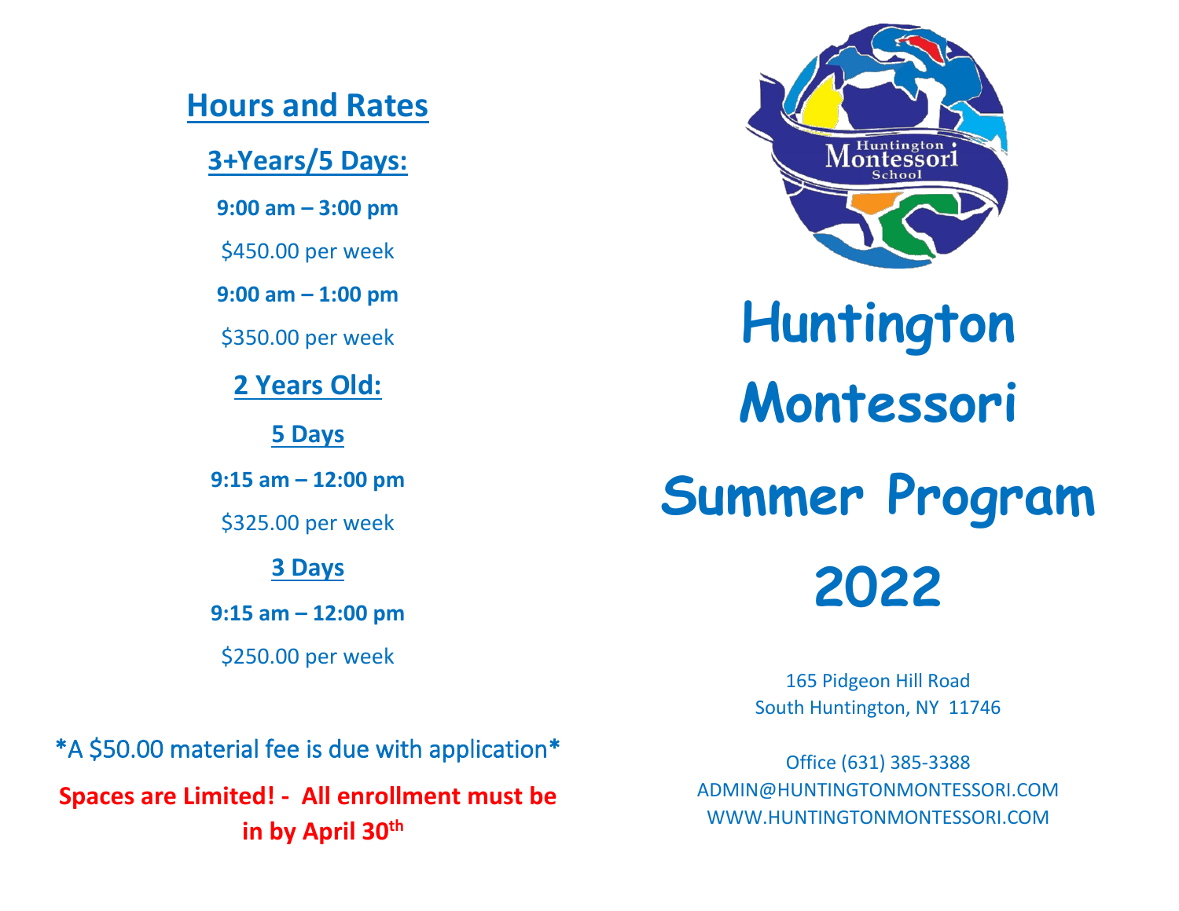## Hours and Rates

### 3+Years/5 Days:

**9:00 am – 3:00 pm**

$450.00 per week

**9:00 am – 1:00 pm**

$350.00 per week

### 2 Years Old:

**5 Days**

**9:15 am – 12:00 pm**

$325.00 per week

**3 Days**

**9:15 am – 12:00 pm**

$250.00 per week

*A $50.00 material fee is due with application*

**Spaces are Limited! - All enrollment must be in by April 30th**

# Huntington Montessori Summer Program 2022

165 Pidgeon Hill Road
South Huntington, NY 11746

Office (631) 385-3388
ADMIN@HUNTINGTONMONTESSORI.COM
WWW.HUNTINGTONMONTESSORI.COM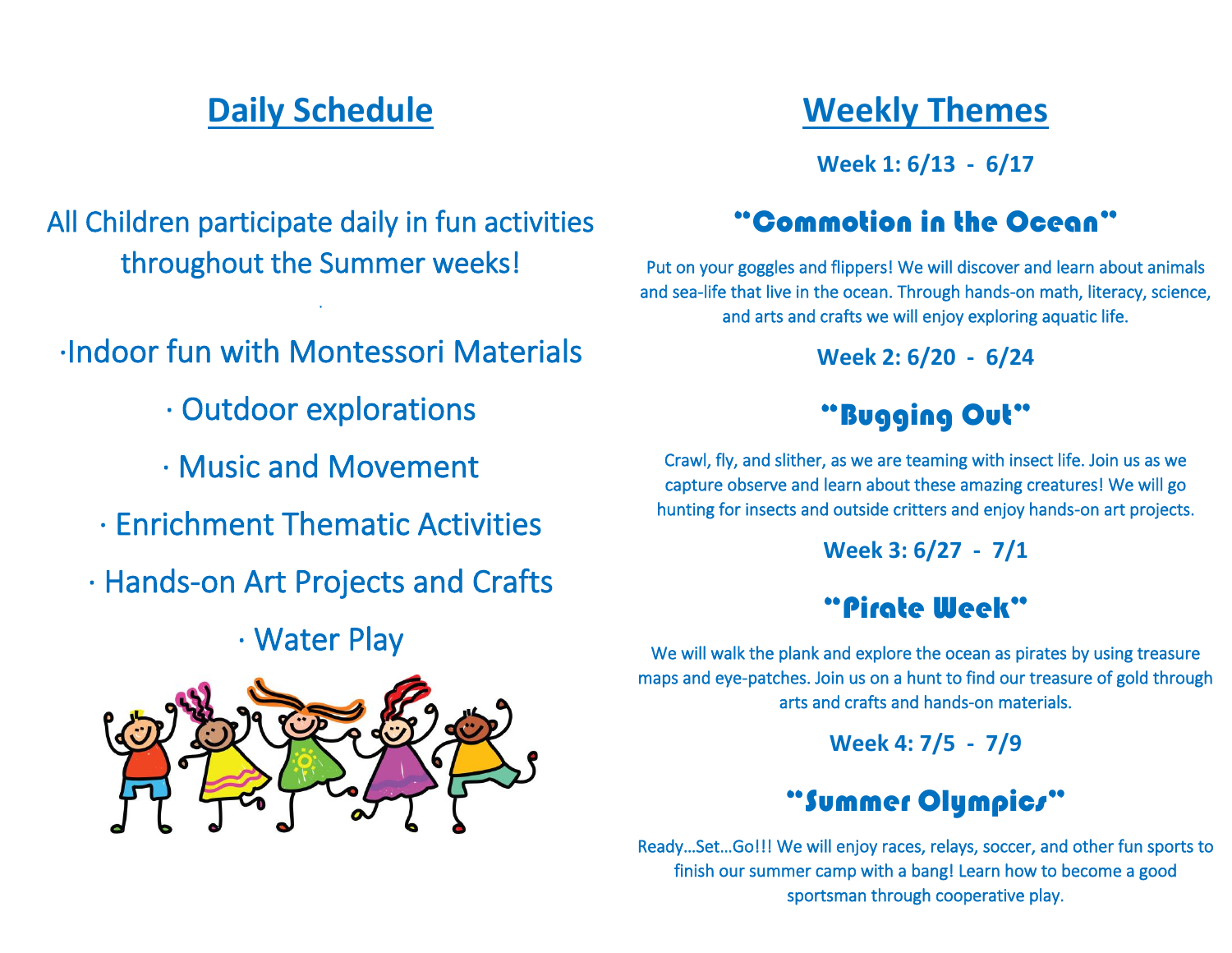## Daily Schedule

All Children participate daily in fun activities throughout the Summer weeks!

·Indoor fun with Montessori Materials

· Outdoor explorations

· Music and Movement

· Enrichment Thematic Activities

· Hands-on Art Projects and Crafts

· Water Play

## Weekly Themes

**Week 1: 6/13 - 6/17**

### "Commotion in the Ocean"

Put on your goggles and flippers! We will discover and learn about animals and sea-life that live in the ocean. Through hands-on math, literacy, science, and arts and crafts we will enjoy exploring aquatic life.

**Week 2: 6/20 - 6/24**

### "Bugging Out"

Crawl, fly, and slither, as we are teaming with insect life. Join us as we capture observe and learn about these amazing creatures! We will go hunting for insects and outside critters and enjoy hands-on art projects.

**Week 3: 6/27 - 7/1**

### "Pirate Week"

We will walk the plank and explore the ocean as pirates by using treasure maps and eye-patches. Join us on a hunt to find our treasure of gold through arts and crafts and hands-on materials.

**Week 4: 7/5 - 7/9**

### "Summer Olympics"

Ready…Set…Go!!! We will enjoy races, relays, soccer, and other fun sports to finish our summer camp with a bang! Learn how to become a good sportsman through cooperative play.